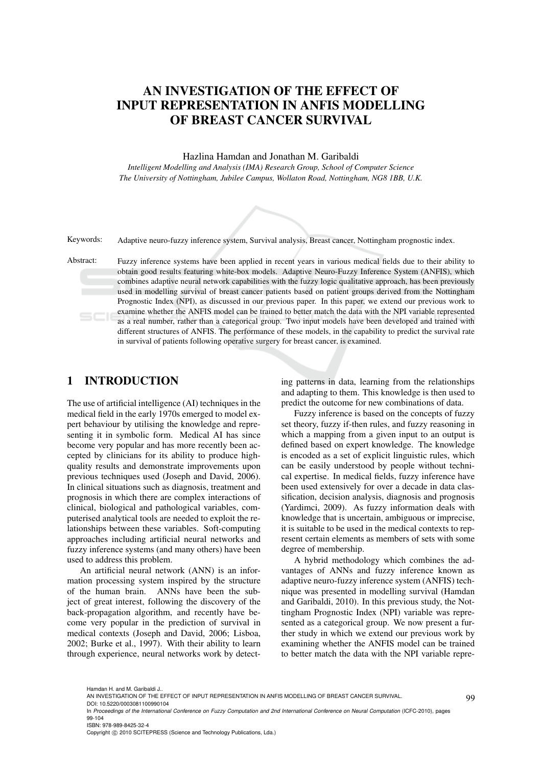# AN INVESTIGATION OF THE EFFECT OF INPUT REPRESENTATION IN ANFIS MODELLING OF BREAST CANCER SURVIVAL

Hazlina Hamdan and Jonathan M. Garibaldi

*Intelligent Modelling and Analysis (IMA) Research Group, School of Computer Science*
*The University of Nottingham, Jubilee Campus, Wollaton Road, Nottingham, NG8 1BB, U.K.*

Keywords: Adaptive neuro-fuzzy inference system, Survival analysis, Breast cancer, Nottingham prognostic index.

Abstract: Fuzzy inference systems have been applied in recent years in various medical fields due to their ability to obtain good results featuring white-box models. Adaptive Neuro-Fuzzy Inference System (ANFIS), which combines adaptive neural network capabilities with the fuzzy logic qualitative approach, has been previously used in modelling survival of breast cancer patients based on patient groups derived from the Nottingham Prognostic Index (NPI), as discussed in our previous paper. In this paper, we extend our previous work to examine whether the ANFIS model can be trained to better match the data with the NPI variable represented as a real number, rather than a categorical group. Two input models have been developed and trained with different structures of ANFIS. The performance of these models, in the capability to predict the survival rate in survival of patients following operative surgery for breast cancer, is examined.

## 1 INTRODUCTION

The use of artificial intelligence (AI) techniques in the medical field in the early 1970s emerged to model expert behaviour by utilising the knowledge and representing it in symbolic form. Medical AI has since become very popular and has more recently been accepted by clinicians for its ability to produce high-quality results and demonstrate improvements upon previous techniques used (Joseph and David, 2006). In clinical situations such as diagnosis, treatment and prognosis in which there are complex interactions of clinical, biological and pathological variables, computerised analytical tools are needed to exploit the relationships between these variables. Soft-computing approaches including artificial neural networks and fuzzy inference systems (and many others) have been used to address this problem.

An artificial neural network (ANN) is an information processing system inspired by the structure of the human brain. ANNs have been the subject of great interest, following the discovery of the back-propagation algorithm, and recently have become very popular in the prediction of survival in medical contexts (Joseph and David, 2006; Lisboa, 2002; Burke et al., 1997). With their ability to learn through experience, neural networks work by detecting patterns in data, learning from the relationships and adapting to them. This knowledge is then used to predict the outcome for new combinations of data.

Fuzzy inference is based on the concepts of fuzzy set theory, fuzzy if-then rules, and fuzzy reasoning in which a mapping from a given input to an output is defined based on expert knowledge. The knowledge is encoded as a set of explicit linguistic rules, which can be easily understood by people without technical expertise. In medical fields, fuzzy inference have been used extensively for over a decade in data classification, decision analysis, diagnosis and prognosis (Yardimci, 2009). As fuzzy information deals with knowledge that is uncertain, ambiguous or imprecise, it is suitable to be used in the medical contexts to represent certain elements as members of sets with some degree of membership.

A hybrid methodology which combines the advantages of ANNs and fuzzy inference known as adaptive neuro-fuzzy inference system (ANFIS) technique was presented in modelling survival (Hamdan and Garibaldi, 2010). In this previous study, the Nottingham Prognostic Index (NPI) variable was represented as a categorical group. We now present a further study in which we extend our previous work by examining whether the ANFIS model can be trained to better match the data with the NPI variable repre-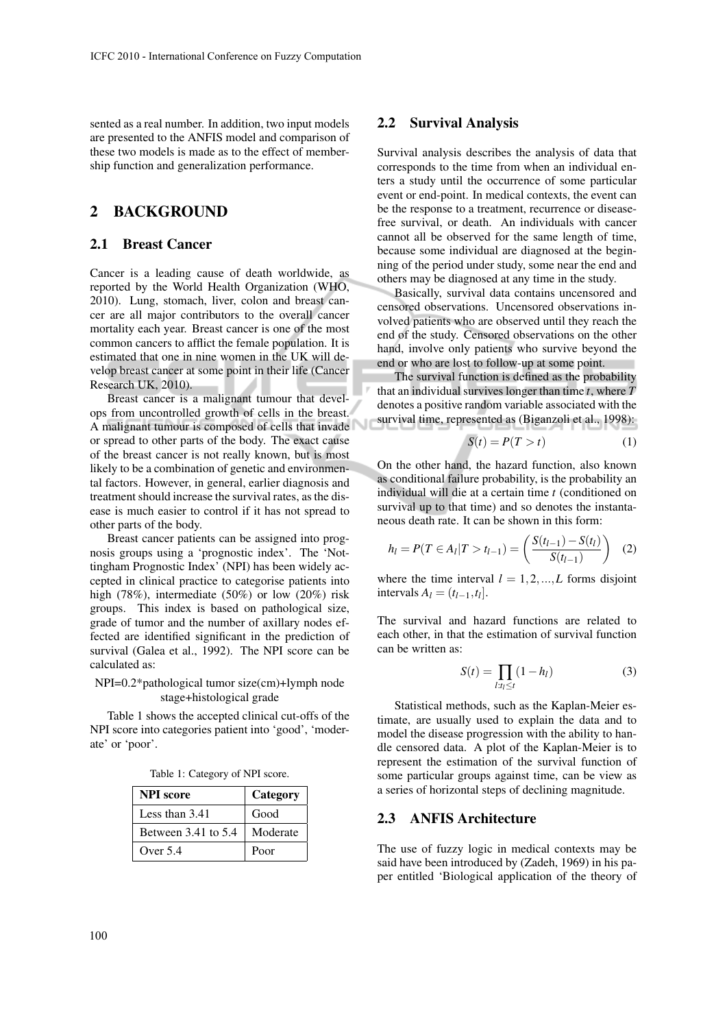sented as a real number. In addition, two input models are presented to the ANFIS model and comparison of these two models is made as to the effect of membership function and generalization performance.

## 2 BACKGROUND

### 2.1 Breast Cancer

Cancer is a leading cause of death worldwide, as reported by the World Health Organization (WHO, 2010). Lung, stomach, liver, colon and breast cancer are all major contributors to the overall cancer mortality each year. Breast cancer is one of the most common cancers to afflict the female population. It is estimated that one in nine women in the UK will develop breast cancer at some point in their life (Cancer Research UK, 2010).

Breast cancer is a malignant tumour that develops from uncontrolled growth of cells in the breast. A malignant tumour is composed of cells that invade or spread to other parts of the body. The exact cause of the breast cancer is not really known, but is most likely to be a combination of genetic and environmental factors. However, in general, earlier diagnosis and treatment should increase the survival rates, as the disease is much easier to control if it has not spread to other parts of the body.

Breast cancer patients can be assigned into prognosis groups using a 'prognostic index'. The 'Nottingham Prognostic Index' (NPI) has been widely accepted in clinical practice to categorise patients into high (78%), intermediate (50%) or low (20%) risk groups. This index is based on pathological size, grade of tumor and the number of axillary nodes effected are identified significant in the prediction of survival (Galea et al., 1992). The NPI score can be calculated as:

NPI=0.2*pathological tumor size(cm)+lymph node stage+histological grade

Table 1 shows the accepted clinical cut-offs of the NPI score into categories patient into 'good', 'moderate' or 'poor'.

Table 1: Category of NPI score.

| NPI score | Category |
|---|---|
| Less than 3.41 | Good |
| Between 3.41 to 5.4 | Moderate |
| Over 5.4 | Poor |

### 2.2 Survival Analysis

Survival analysis describes the analysis of data that corresponds to the time from when an individual enters a study until the occurrence of some particular event or end-point. In medical contexts, the event can be the response to a treatment, recurrence or disease-free survival, or death. An individuals with cancer cannot all be observed for the same length of time, because some individual are diagnosed at the beginning of the period under study, some near the end and others may be diagnosed at any time in the study.

Basically, survival data contains uncensored and censored observations. Uncensored observations involved patients who are observed until they reach the end of the study. Censored observations on the other hand, involve only patients who survive beyond the end or who are lost to follow-up at some point.

The survival function is defined as the probability that an individual survives longer than time $t$, where $T$ denotes a positive random variable associated with the survival time, represented as (Biganzoli et al., 1998):

$$S(t) = P(T > t) \tag{1}$$

On the other hand, the hazard function, also known as conditional failure probability, is the probability an individual will die at a certain time $t$ (conditioned on survival up to that time) and so denotes the instantaneous death rate. It can be shown in this form:

$$h_l = P(T \in A_l | T > t_{l-1}) = \left( \frac{S(t_{l-1}) - S(t_l)}{S(t_{l-1})} \right) \tag{2}$$

where the time interval $l = 1, 2, ..., L$ forms disjoint intervals $A_l = (t_{l-1}, t_l]$.

The survival and hazard functions are related to each other, in that the estimation of survival function can be written as:

$$S(t) = \prod_{l: t_l \leq t} (1 - h_l) \tag{3}$$

Statistical methods, such as the Kaplan-Meier estimate, are usually used to explain the data and to model the disease progression with the ability to handle censored data. A plot of the Kaplan-Meier is to represent the estimation of the survival function of some particular groups against time, can be view as a series of horizontal steps of declining magnitude.

### 2.3 ANFIS Architecture

The use of fuzzy logic in medical contexts may be said have been introduced by (Zadeh, 1969) in his paper entitled 'Biological application of the theory of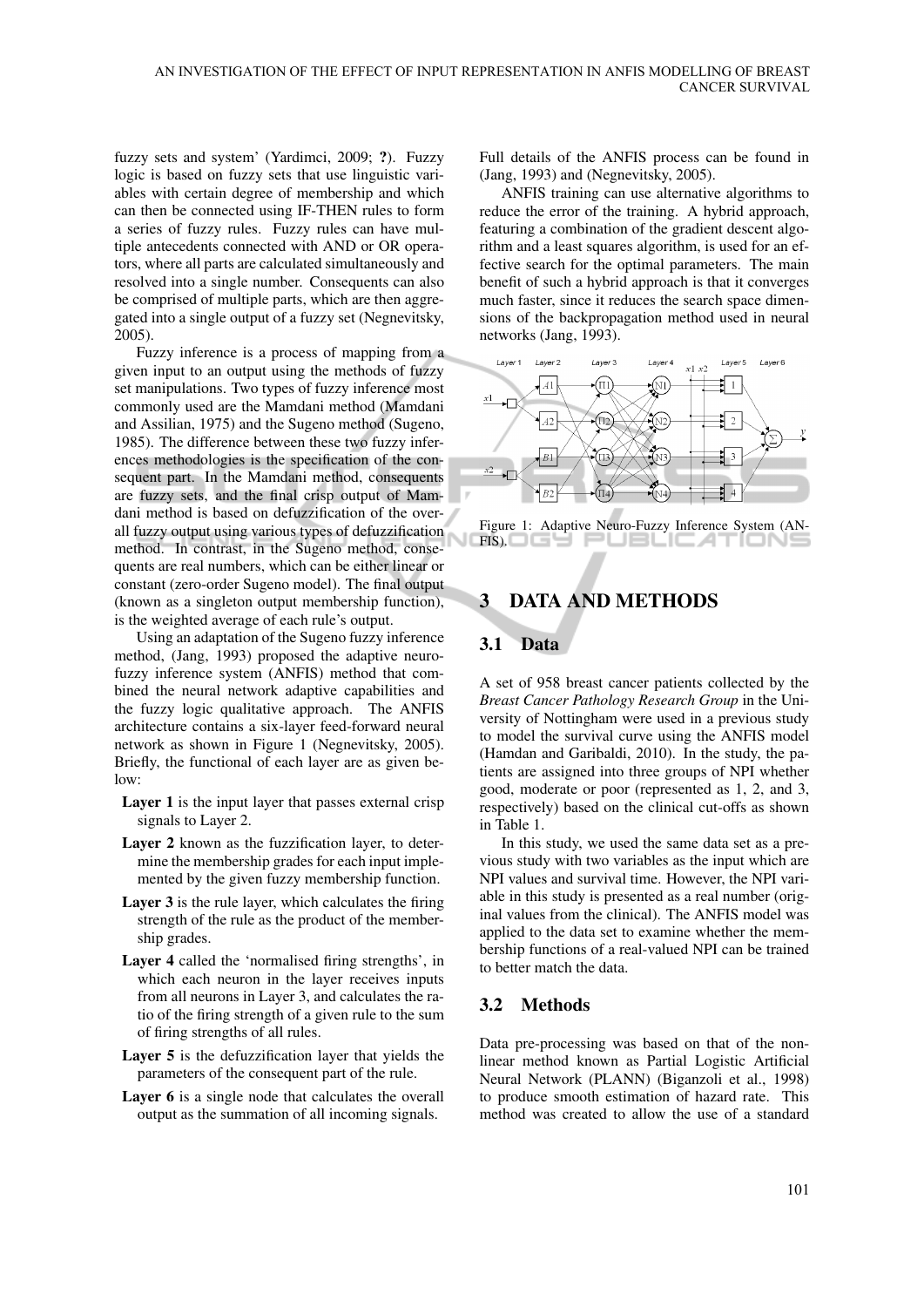fuzzy sets and system' (Yardimci, 2009; ?). Fuzzy logic is based on fuzzy sets that use linguistic variables with certain degree of membership and which can then be connected using IF-THEN rules to form a series of fuzzy rules. Fuzzy rules can have multiple antecedents connected with AND or OR operators, where all parts are calculated simultaneously and resolved into a single number. Consequents can also be comprised of multiple parts, which are then aggregated into a single output of a fuzzy set (Negnevitsky, 2005).

Fuzzy inference is a process of mapping from a given input to an output using the methods of fuzzy set manipulations. Two types of fuzzy inference most commonly used are the Mamdani method (Mamdani and Assilian, 1975) and the Sugeno method (Sugeno, 1985). The difference between these two fuzzy inferences methodologies is the specification of the consequent part. In the Mamdani method, consequents are fuzzy sets, and the final crisp output of Mamdani method is based on defuzzification of the overall fuzzy output using various types of defuzzification method. In contrast, in the Sugeno method, consequents are real numbers, which can be either linear or constant (zero-order Sugeno model). The final output (known as a singleton output membership function), is the weighted average of each rule's output.

Using an adaptation of the Sugeno fuzzy inference method, (Jang, 1993) proposed the adaptive neuro-fuzzy inference system (ANFIS) method that combined the neural network adaptive capabilities and the fuzzy logic qualitative approach. The ANFIS architecture contains a six-layer feed-forward neural network as shown in Figure 1 (Negnevitsky, 2005). Briefly, the functional of each layer are as given below:

- **Layer 1** is the input layer that passes external crisp signals to Layer 2.
- **Layer 2** known as the fuzzification layer, to determine the membership grades for each input implemented by the given fuzzy membership function.
- **Layer 3** is the rule layer, which calculates the firing strength of the rule as the product of the membership grades.
- **Layer 4** called the 'normalised firing strengths', in which each neuron in the layer receives inputs from all neurons in Layer 3, and calculates the ratio of the firing strength of a given rule to the sum of firing strengths of all rules.
- **Layer 5** is the defuzzification layer that yields the parameters of the consequent part of the rule.
- **Layer 6** is a single node that calculates the overall output as the summation of all incoming signals.

Full details of the ANFIS process can be found in (Jang, 1993) and (Negnevitsky, 2005).

ANFIS training can use alternative algorithms to reduce the error of the training. A hybrid approach, featuring a combination of the gradient descent algorithm and a least squares algorithm, is used for an effective search for the optimal parameters. The main benefit of such a hybrid approach is that it converges much faster, since it reduces the search space dimensions of the backpropagation method used in neural networks (Jang, 1993).

Figure 1: Adaptive Neuro-Fuzzy Inference System (ANFIS).

## 3 DATA AND METHODS

### 3.1 Data

A set of 958 breast cancer patients collected by the *Breast Cancer Pathology Research Group* in the University of Nottingham were used in a previous study to model the survival curve using the ANFIS model (Hamdan and Garibaldi, 2010). In the study, the patients are assigned into three groups of NPI whether good, moderate or poor (represented as 1, 2, and 3, respectively) based on the clinical cut-offs as shown in Table 1.

In this study, we used the same data set as a previous study with two variables as the input which are NPI values and survival time. However, the NPI variable in this study is presented as a real number (original values from the clinical). The ANFIS model was applied to the data set to examine whether the membership functions of a real-valued NPI can be trained to better match the data.

### 3.2 Methods

Data pre-processing was based on that of the non-linear method known as Partial Logistic Artificial Neural Network (PLANN) (Biganzoli et al., 1998) to produce smooth estimation of hazard rate. This method was created to allow the use of a standard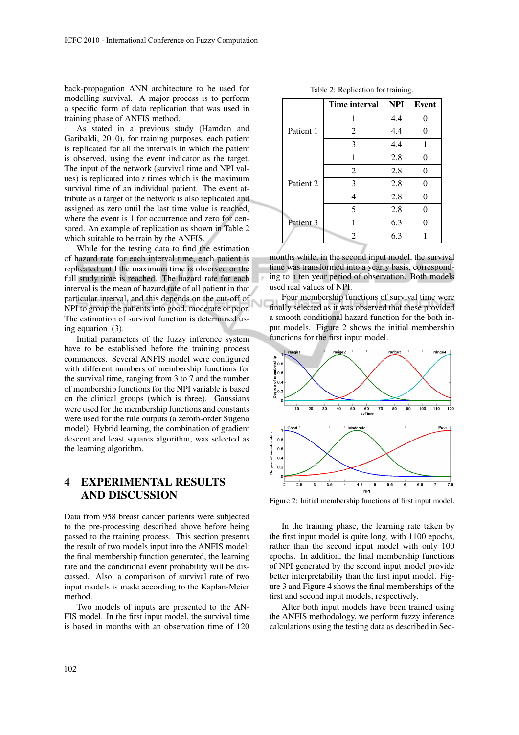back-propagation ANN architecture to be used for modelling survival. A major process is to perform a specific form of data replication that was used in training phase of ANFIS method.

As stated in a previous study (Hamdan and Garibaldi, 2010), for training purposes, each patient is replicated for all the intervals in which the patient is observed, using the event indicator as the target. The input of the network (survival time and NPI values) is replicated into $t$ times which is the maximum survival time of an individual patient. The event attribute as a target of the network is also replicated and assigned as zero until the last time value is reached, where the event is 1 for occurrence and zero for censored. An example of replication as shown in Table 2 which suitable to be train by the ANFIS.

While for the testing data to find the estimation of hazard rate for each interval time, each patient is replicated until the maximum time is observed or the full study time is reached. The hazard rate for each interval is the mean of hazard rate of all patient in that particular interval, and this depends on the cut-off of NPI to group the patients into good, moderate or poor. The estimation of survival function is determined using equation (3).

Initial parameters of the fuzzy inference system have to be established before the training process commences. Several ANFIS model were configured with different numbers of membership functions for the survival time, ranging from 3 to 7 and the number of membership functions for the NPI variable is based on the clinical groups (which is three). Gaussians were used for the membership functions and constants were used for the rule outputs (a zeroth-order Sugeno model). Hybrid learning, the combination of gradient descent and least squares algorithm, was selected as the learning algorithm.

## 4 EXPERIMENTAL RESULTS AND DISCUSSION

Data from 958 breast cancer patients were subjected to the pre-processing described above before being passed to the training process. This section presents the result of two models input into the ANFIS model: the final membership function generated, the learning rate and the conditional event probability will be discussed. Also, a comparison of survival rate of two input models is made according to the Kaplan-Meier method.

Two models of inputs are presented to the ANFIS model. In the first input model, the survival time is based in months with an observation time of 120 months while, in the second input model, the survival time was transformed into a yearly basis, corresponding to a ten year period of observation. Both models used real values of NPI.

Table 2: Replication for training.

| | Time interval | NPI | Event |
|---|---|---|---|
| Patient 1 | 1 | 4.4 | 0 |
| | 2 | 4.4 | 0 |
| | 3 | 4.4 | 1 |
| Patient 2 | 1 | 2.8 | 0 |
| | 2 | 2.8 | 0 |
| | 3 | 2.8 | 0 |
| | 4 | 2.8 | 0 |
| | 5 | 2.8 | 0 |
| Patient 3 | 1 | 6.3 | 0 |
| | 2 | 6.3 | 1 |

Four membership functions of survival time were finally selected as it was observed that these provided a smooth conditional hazard function for the both input models. Figure 2 shows the initial membership functions for the first input model.

Figure 2: Initial membership functions of first input model.

In the training phase, the learning rate taken by the first input model is quite long, with 1100 epochs, rather than the second input model with only 100 epochs. In addition, the final membership functions of NPI generated by the second input model provide better interpretability than the first input model. Figure 3 and Figure 4 shows the final memberships of the first and second input models, respectively.

After both input models have been trained using the ANFIS methodology, we perform fuzzy inference calculations using the testing data as described in Sec-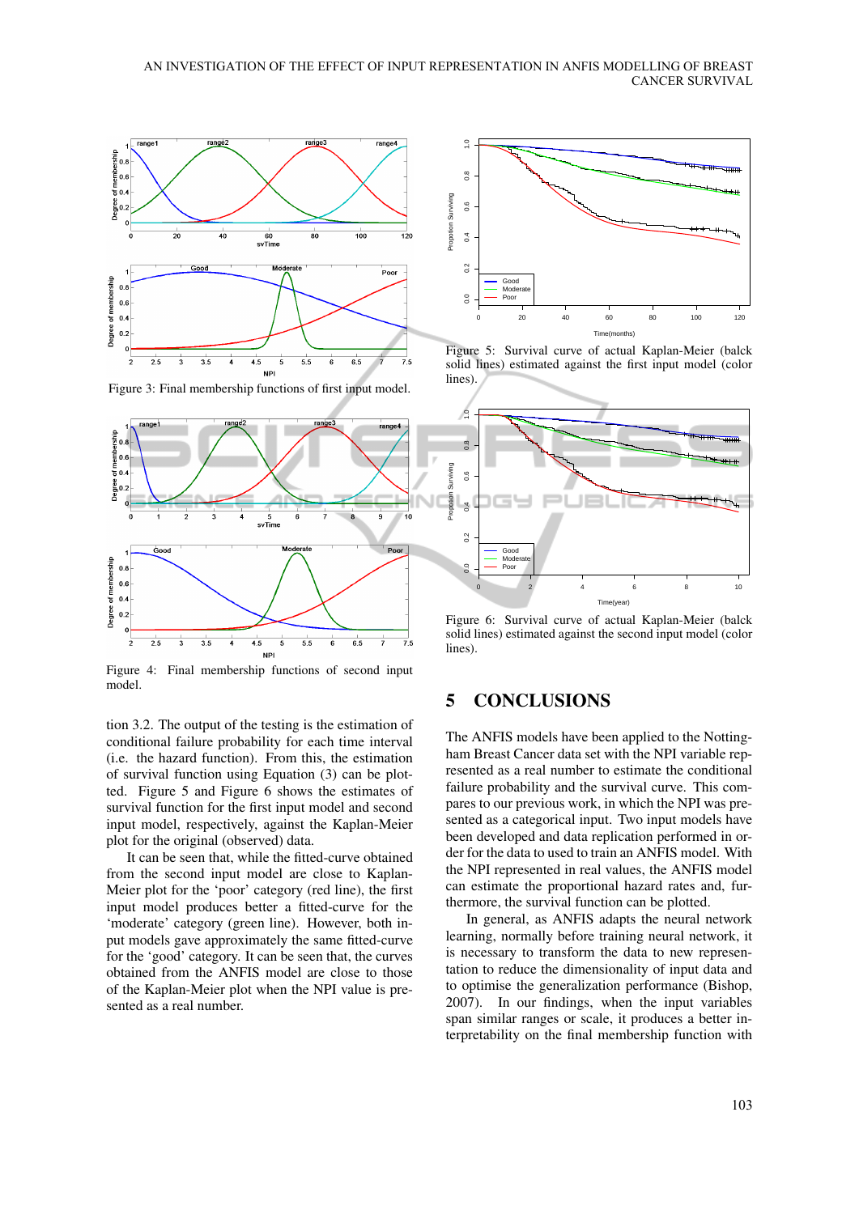Figure 3: Final membership functions of first input model.

Figure 4: Final membership functions of second input model.

tion 3.2. The output of the testing is the estimation of conditional failure probability for each time interval (i.e. the hazard function). From this, the estimation of survival function using Equation (3) can be plotted. Figure 5 and Figure 6 shows the estimates of survival function for the first input model and second input model, respectively, against the Kaplan-Meier plot for the original (observed) data.

It can be seen that, while the fitted-curve obtained from the second input model are close to Kaplan-Meier plot for the 'poor' category (red line), the first input model produces better a fitted-curve for the 'moderate' category (green line). However, both input models gave approximately the same fitted-curve for the 'good' category. It can be seen that, the curves obtained from the ANFIS model are close to those of the Kaplan-Meier plot when the NPI value is presented as a real number.

Figure 5: Survival curve of actual Kaplan-Meier (balck solid lines) estimated against the first input model (color lines).

Figure 6: Survival curve of actual Kaplan-Meier (balck solid lines) estimated against the second input model (color lines).

## 5 CONCLUSIONS

The ANFIS models have been applied to the Nottingham Breast Cancer data set with the NPI variable represented as a real number to estimate the conditional failure probability and the survival curve. This compares to our previous work, in which the NPI was presented as a categorical input. Two input models have been developed and data replication performed in order for the data to used to train an ANFIS model. With the NPI represented in real values, the ANFIS model can estimate the proportional hazard rates and, furthermore, the survival function can be plotted.

In general, as ANFIS adapts the neural network learning, normally before training neural network, it is necessary to transform the data to new representation to reduce the dimensionality of input data and to optimise the generalization performance (Bishop, 2007). In our findings, when the input variables span similar ranges or scale, it produces a better interpretability on the final membership function with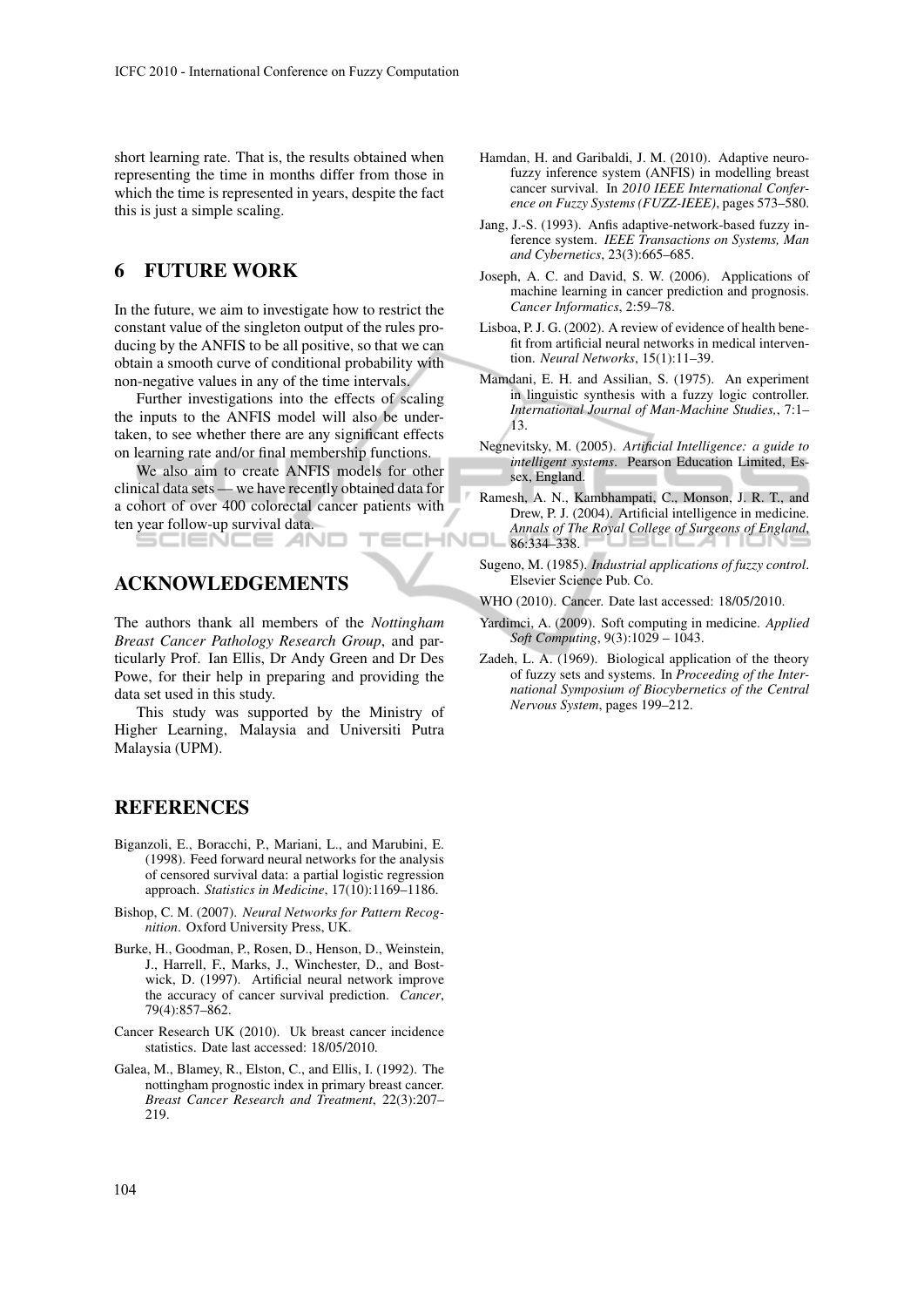short learning rate. That is, the results obtained when representing the time in months differ from those in which the time is represented in years, despite the fact this is just a simple scaling.

## 6 FUTURE WORK

In the future, we aim to investigate how to restrict the constant value of the singleton output of the rules producing by the ANFIS to be all positive, so that we can obtain a smooth curve of conditional probability with non-negative values in any of the time intervals.

Further investigations into the effects of scaling the inputs to the ANFIS model will also be undertaken, to see whether there are any significant effects on learning rate and/or final membership functions.

We also aim to create ANFIS models for other clinical data sets — we have recently obtained data for a cohort of over 400 colorectal cancer patients with ten year follow-up survival data.

## ACKNOWLEDGEMENTS

The authors thank all members of the *Nottingham Breast Cancer Pathology Research Group*, and particularly Prof. Ian Ellis, Dr Andy Green and Dr Des Powe, for their help in preparing and providing the data set used in this study.

This study was supported by the Ministry of Higher Learning, Malaysia and Universiti Putra Malaysia (UPM).

## REFERENCES

Biganzoli, E., Boracchi, P., Mariani, L., and Marubini, E. (1998). Feed forward neural networks for the analysis of censored survival data: a partial logistic regression approach. *Statistics in Medicine*, 17(10):1169–1186.

Bishop, C. M. (2007). *Neural Networks for Pattern Recognition*. Oxford University Press, UK.

Burke, H., Goodman, P., Rosen, D., Henson, D., Weinstein, J., Harrell, F., Marks, J., Winchester, D., and Bostwick, D. (1997). Artificial neural network improve the accuracy of cancer survival prediction. *Cancer*, 79(4):857–862.

Cancer Research UK (2010). Uk breast cancer incidence statistics. Date last accessed: 18/05/2010.

Galea, M., Blamey, R., Elston, C., and Ellis, I. (1992). The nottingham prognostic index in primary breast cancer. *Breast Cancer Research and Treatment*, 22(3):207–219.

Hamdan, H. and Garibaldi, J. M. (2010). Adaptive neuro-fuzzy inference system (ANFIS) in modelling breast cancer survival. In *2010 IEEE International Conference on Fuzzy Systems (FUZZ-IEEE)*, pages 573–580.

Jang, J.-S. (1993). Anfis adaptive-network-based fuzzy inference system. *IEEE Transactions on Systems, Man and Cybernetics*, 23(3):665–685.

Joseph, A. C. and David, S. W. (2006). Applications of machine learning in cancer prediction and prognosis. *Cancer Informatics*, 2:59–78.

Lisboa, P. J. G. (2002). A review of evidence of health benefit from artificial neural networks in medical intervention. *Neural Networks*, 15(1):11–39.

Mamdani, E. H. and Assilian, S. (1975). An experiment in linguistic synthesis with a fuzzy logic controller. *International Journal of Man-Machine Studies,*, 7:1–13.

Negnevitsky, M. (2005). *Artificial Intelligence: a guide to intelligent systems*. Pearson Education Limited, Essex, England.

Ramesh, A. N., Kambhampati, C., Monson, J. R. T., and Drew, P. J. (2004). Artificial intelligence in medicine. *Annals of The Royal College of Surgeons of England*, 86:334–338.

Sugeno, M. (1985). *Industrial applications of fuzzy control*. Elsevier Science Pub. Co.

WHO (2010). Cancer. Date last accessed: 18/05/2010.

Yardimci, A. (2009). Soft computing in medicine. *Applied Soft Computing*, 9(3):1029 – 1043.

Zadeh, L. A. (1969). Biological application of the theory of fuzzy sets and systems. In *Proceeding of the International Symposium of Biocybernetics of the Central Nervous System*, pages 199–212.